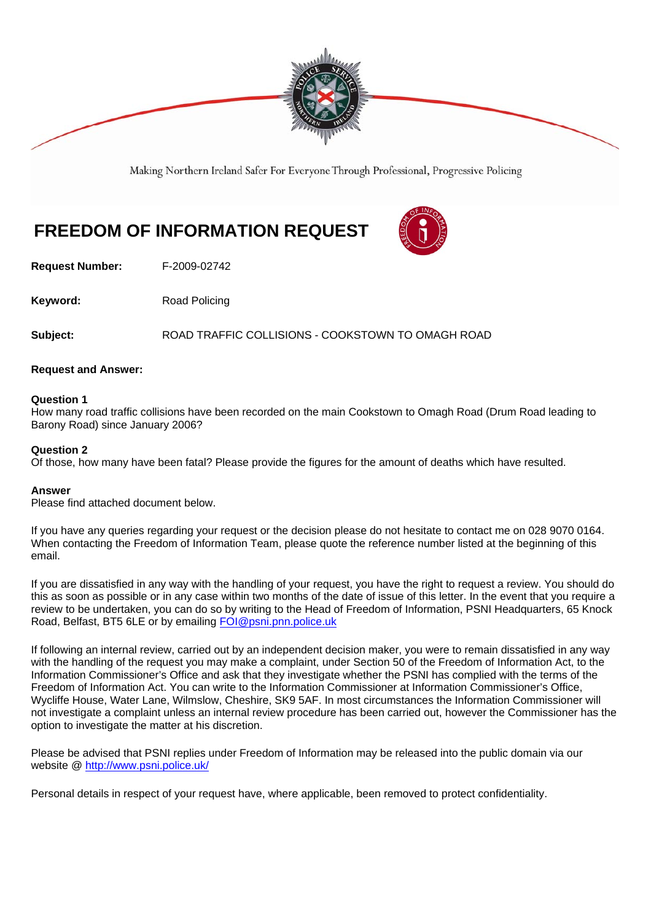Making Northern Ireland Safer For Everyone Through Professional, Progressive Policing

# FREEDOM OF INFORMATION REQUEST

**Request Number:** F-2009-02742

**Keyword:** Road Policing

**Subject:** ROAD TRAFFIC COLLISIONS - COOKSTOWN TO OMAGH ROAD

**Request and Answer:**

**Question 1**
How many road traffic collisions have been recorded on the main Cookstown to Omagh Road (Drum Road leading to Barony Road) since January 2006?

**Question 2**
Of those, how many have been fatal? Please provide the figures for the amount of deaths which have resulted.

**Answer**
Please find attached document below.

If you have any queries regarding your request or the decision please do not hesitate to contact me on 028 9070 0164. When contacting the Freedom of Information Team, please quote the reference number listed at the beginning of this email.

If you are dissatisfied in any way with the handling of your request, you have the right to request a review. You should do this as soon as possible or in any case within two months of the date of issue of this letter. In the event that you require a review to be undertaken, you can do so by writing to the Head of Freedom of Information, PSNI Headquarters, 65 Knock Road, Belfast, BT5 6LE or by emailing FOI@psni.pnn.police.uk

If following an internal review, carried out by an independent decision maker, you were to remain dissatisfied in any way with the handling of the request you may make a complaint, under Section 50 of the Freedom of Information Act, to the Information Commissioner's Office and ask that they investigate whether the PSNI has complied with the terms of the Freedom of Information Act. You can write to the Information Commissioner at Information Commissioner's Office, Wycliffe House, Water Lane, Wilmslow, Cheshire, SK9 5AF. In most circumstances the Information Commissioner will not investigate a complaint unless an internal review procedure has been carried out, however the Commissioner has the option to investigate the matter at his discretion.

Please be advised that PSNI replies under Freedom of Information may be released into the public domain via our website @ http://www.psni.police.uk/

Personal details in respect of your request have, where applicable, been removed to protect confidentiality.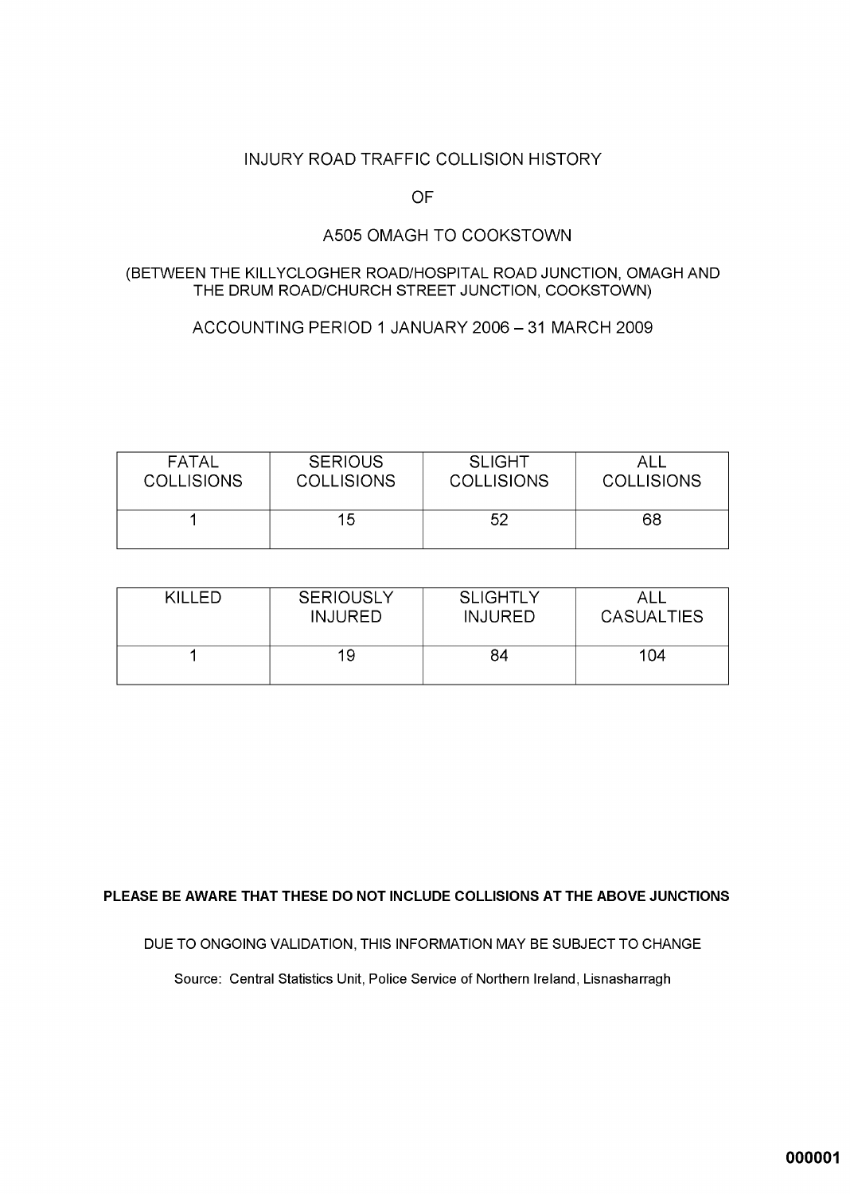# INJURY ROAD TRAFFIC COLLISION HISTORY

# OF

# A505 OMAGH TO COOKSTOWN

(BETWEEN THE KILLYCLOGHER ROAD/HOSPITAL ROAD JUNCTION, OMAGH AND THE DRUM ROAD/CHURCH STREET JUNCTION, COOKSTOWN)

ACCOUNTING PERIOD 1 JANUARY 2006 – 31 MARCH 2009

| FATAL COLLISIONS | SERIOUS COLLISIONS | SLIGHT COLLISIONS | ALL COLLISIONS |
|---|---|---|---|
| 1 | 15 | 52 | 68 |

| KILLED | SERIOUSLY INJURED | SLIGHTLY INJURED | ALL CASUALTIES |
|---|---|---|---|
| 1 | 19 | 84 | 104 |

**PLEASE BE AWARE THAT THESE DO NOT INCLUDE COLLISIONS AT THE ABOVE JUNCTIONS**

DUE TO ONGOING VALIDATION, THIS INFORMATION MAY BE SUBJECT TO CHANGE

Source: Central Statistics Unit, Police Service of Northern Ireland, Lisnasharragh

**000001**